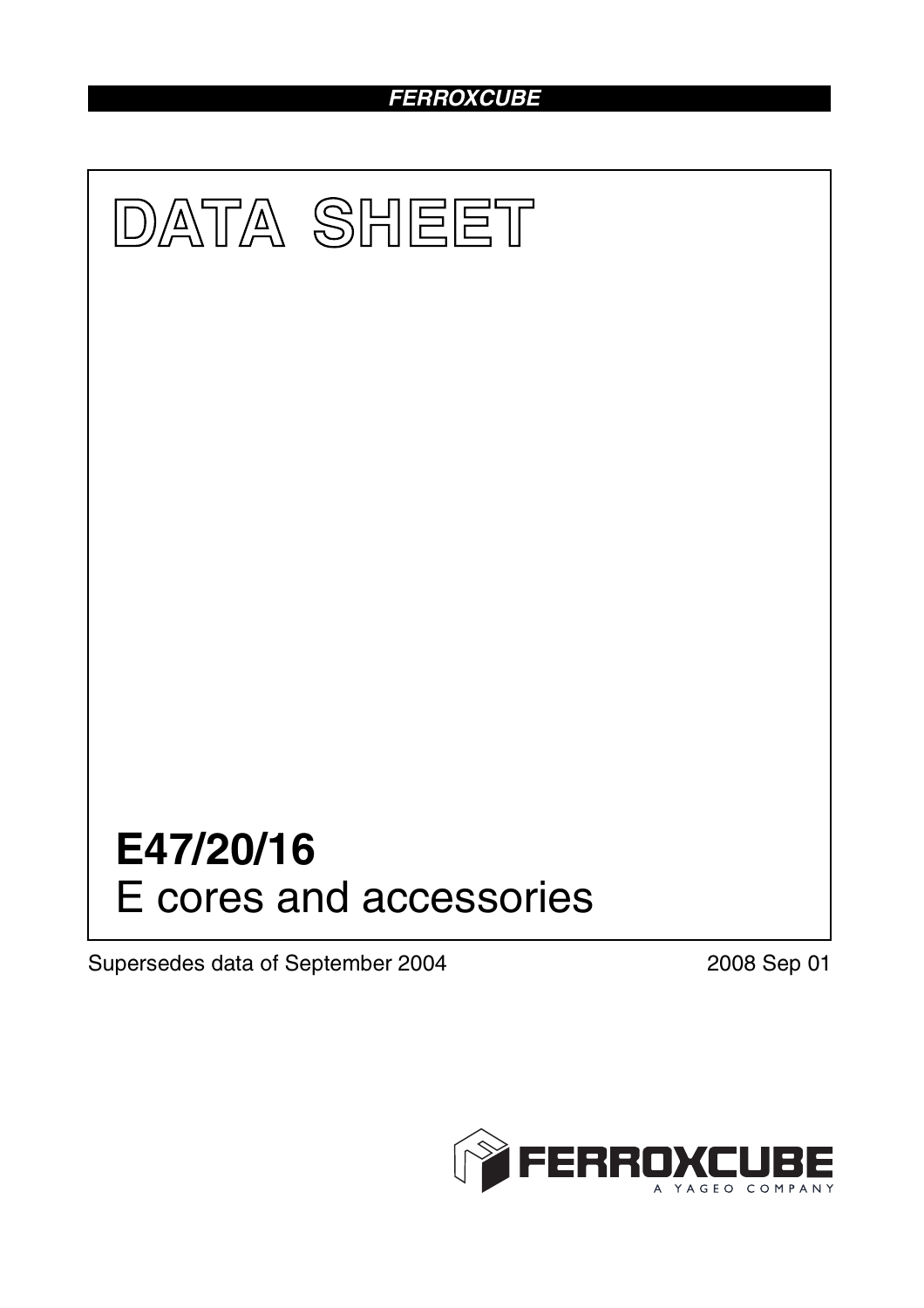# DATA SHEET

# E47/20/16

## E cores and accessories

Supersedes data of September 2004

2008 Sep 01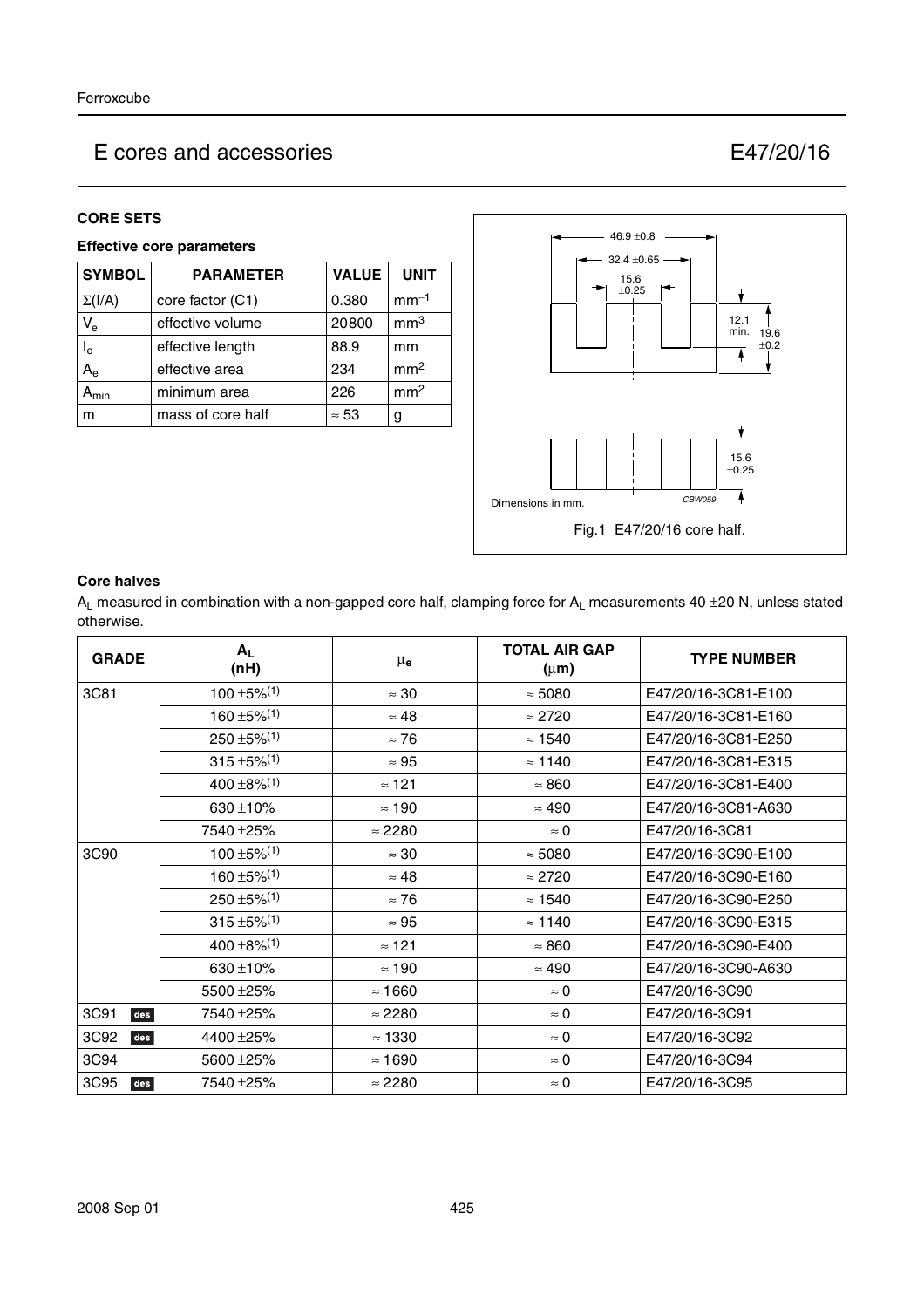# E cores and accessories E47/20/16

## CORE SETS

### Effective core parameters

| SYMBOL | PARAMETER | VALUE | UNIT |
| --- | --- | --- | --- |
| $\Sigma(I/A)$ | core factor (C1) | 0.380 | $mm^{-1}$ |
| $V_e$ | effective volume | 20800 | $mm^3$ |
| $l_e$ | effective length | 88.9 | mm |
| $A_e$ | effective area | 234 | $mm^2$ |
| $A_{min}$ | minimum area | 226 | $mm^2$ |
| m | mass of core half | ≈ 53 | g |

46.9 ±0.8
32.4 ±0.65
15.6 ±0.25
12.1 min.
19.6 ±0.2
15.6 ±0.25

Dimensions in mm.

CBW059

Fig.1 E47/20/16 core half.

### Core halves

$A_L$ measured in combination with a non-gapped core half, clamping force for $A_L$ measurements 40 ±20 N, unless stated otherwise.

| GRADE | $A_L$ (nH) | $\mu_e$ | TOTAL AIR GAP (μm) | TYPE NUMBER |
| --- | --- | --- | --- | --- |
| 3C81 | 100 ±5%(1) | ≈ 30 | ≈ 5080 | E47/20/16-3C81-E100 |
| | 160 ±5%(1) | ≈ 48 | ≈ 2720 | E47/20/16-3C81-E160 |
| | 250 ±5%(1) | ≈ 76 | ≈ 1540 | E47/20/16-3C81-E250 |
| | 315 ±5%(1) | ≈ 95 | ≈ 1140 | E47/20/16-3C81-E315 |
| | 400 ±8%(1) | ≈ 121 | ≈ 860 | E47/20/16-3C81-E400 |
| | 630 ±10% | ≈ 190 | ≈ 490 | E47/20/16-3C81-A630 |
| | 7540 ±25% | ≈ 2280 | ≈ 0 | E47/20/16-3C81 |
| 3C90 | 100 ±5%(1) | ≈ 30 | ≈ 5080 | E47/20/16-3C90-E100 |
| | 160 ±5%(1) | ≈ 48 | ≈ 2720 | E47/20/16-3C90-E160 |
| | 250 ±5%(1) | ≈ 76 | ≈ 1540 | E47/20/16-3C90-E250 |
| | 315 ±5%(1) | ≈ 95 | ≈ 1140 | E47/20/16-3C90-E315 |
| | 400 ±8%(1) | ≈ 121 | ≈ 860 | E47/20/16-3C90-E400 |
| | 630 ±10% | ≈ 190 | ≈ 490 | E47/20/16-3C90-A630 |
| | 5500 ±25% | ≈ 1660 | ≈ 0 | E47/20/16-3C90 |
| 3C91 des | 7540 ±25% | ≈ 2280 | ≈ 0 | E47/20/16-3C91 |
| 3C92 des | 4400 ±25% | ≈ 1330 | ≈ 0 | E47/20/16-3C92 |
| 3C94 | 5600 ±25% | ≈ 1690 | ≈ 0 | E47/20/16-3C94 |
| 3C95 des | 7540 ±25% | ≈ 2280 | ≈ 0 | E47/20/16-3C95 |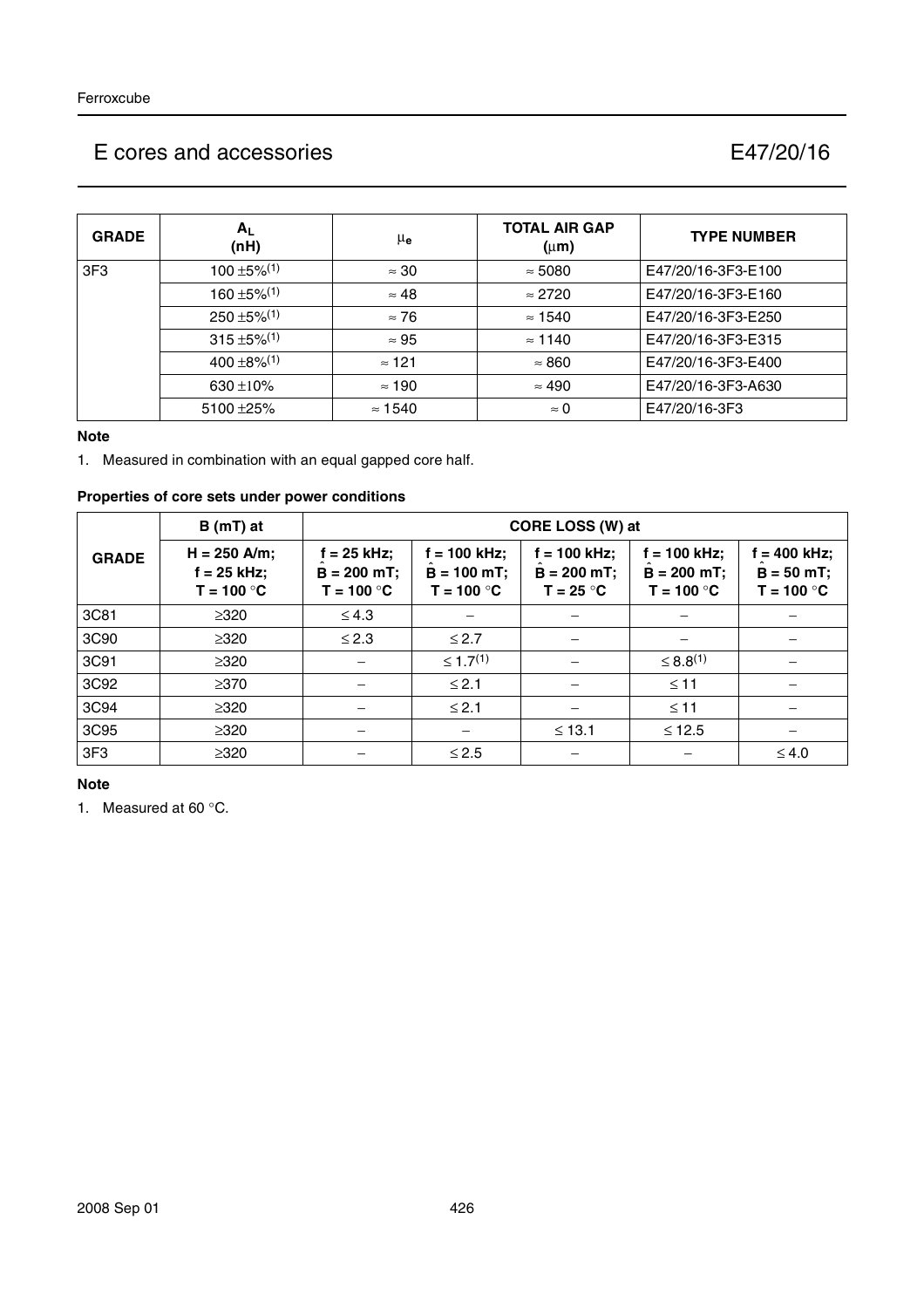| GRADE | $A_L$ (nH) | $\mu_e$ | TOTAL AIR GAP ($\mu$m) | TYPE NUMBER |
|---|---|---|---|---|
| 3F3 | 100 ±5%(1) | ≈ 30 | ≈ 5080 | E47/20/16-3F3-E100 |
| | 160 ±5%(1) | ≈ 48 | ≈ 2720 | E47/20/16-3F3-E160 |
| | 250 ±5%(1) | ≈ 76 | ≈ 1540 | E47/20/16-3F3-E250 |
| | 315 ±5%(1) | ≈ 95 | ≈ 1140 | E47/20/16-3F3-E315 |
| | 400 ±8%(1) | ≈ 121 | ≈ 860 | E47/20/16-3F3-E400 |
| | 630 ±10% | ≈ 190 | ≈ 490 | E47/20/16-3F3-A630 |
| | 5100 ±25% | ≈ 1540 | ≈ 0 | E47/20/16-3F3 |

**Note**

1. Measured in combination with an equal gapped core half.

**Properties of core sets under power conditions**

| GRADE | B (mT) at | CORE LOSS (W) at | | | | |
|---|---|---|---|---|---|---|
| | H = 250 A/m; f = 25 kHz; T = 100 °C | f = 25 kHz; $\hat{B}$ = 200 mT; T = 100 °C | f = 100 kHz; $\hat{B}$ = 100 mT; T = 100 °C | f = 100 kHz; $\hat{B}$ = 200 mT; T = 25 °C | f = 100 kHz; $\hat{B}$ = 200 mT; T = 100 °C | f = 400 kHz; $\hat{B}$ = 50 mT; T = 100 °C |
| 3C81 | ≥320 | ≤ 4.3 | − | − | − | − |
| 3C90 | ≥320 | ≤ 2.3 | ≤ 2.7 | − | − | − |
| 3C91 | ≥320 | − | ≤ 1.7(1) | − | ≤ 8.8(1) | − |
| 3C92 | ≥370 | − | ≤ 2.1 | − | ≤ 11 | − |
| 3C94 | ≥320 | − | ≤ 2.1 | − | ≤ 11 | − |
| 3C95 | ≥320 | − | − | ≤ 13.1 | ≤ 12.5 | − |
| 3F3 | ≥320 | − | ≤ 2.5 | − | − | ≤ 4.0 |

**Note**

1. Measured at 60 °C.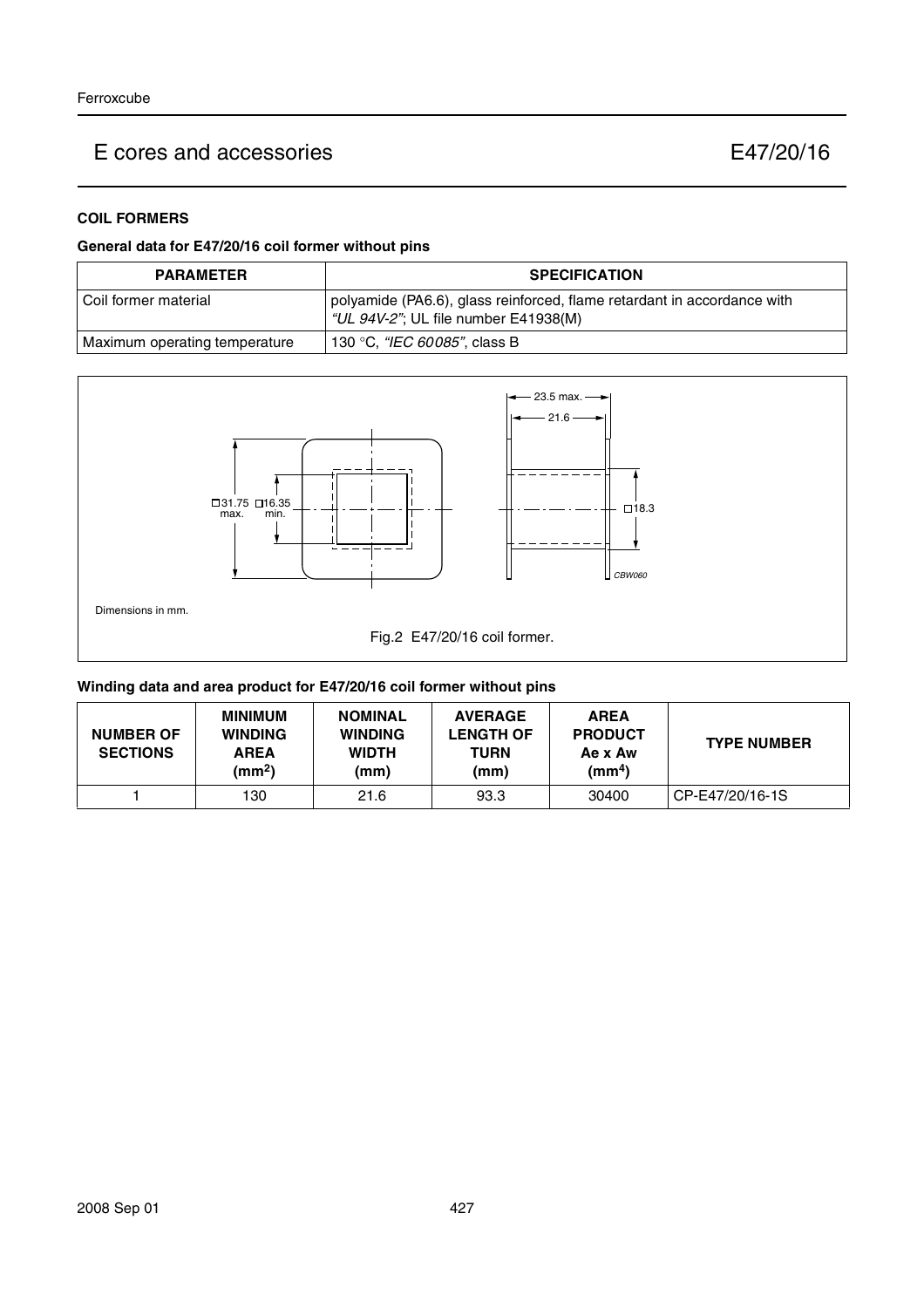# E cores and accessories E47/20/16

### COIL FORMERS

**General data for E47/20/16 coil former without pins**

| PARAMETER | SPECIFICATION |
|---|---|
| Coil former material | polyamide (PA6.6), glass reinforced, flame retardant in accordance with *"UL 94V-2"*; UL file number E41938(M) |
| Maximum operating temperature | 130 °C, *"IEC 60085"*, class B |

Dimensions in mm.

Fig.2 E47/20/16 coil former.

**Winding data and area product for E47/20/16 coil former without pins**

| NUMBER OF SECTIONS | MINIMUM WINDING AREA ($mm^2$) | NOMINAL WINDING WIDTH (mm) | AVERAGE LENGTH OF TURN (mm) | AREA PRODUCT Ae x Aw ($mm^4$) | TYPE NUMBER |
|---|---|---|---|---|---|
| 1 | 130 | 21.6 | 93.3 | 30400 | CP-E47/20/16-1S |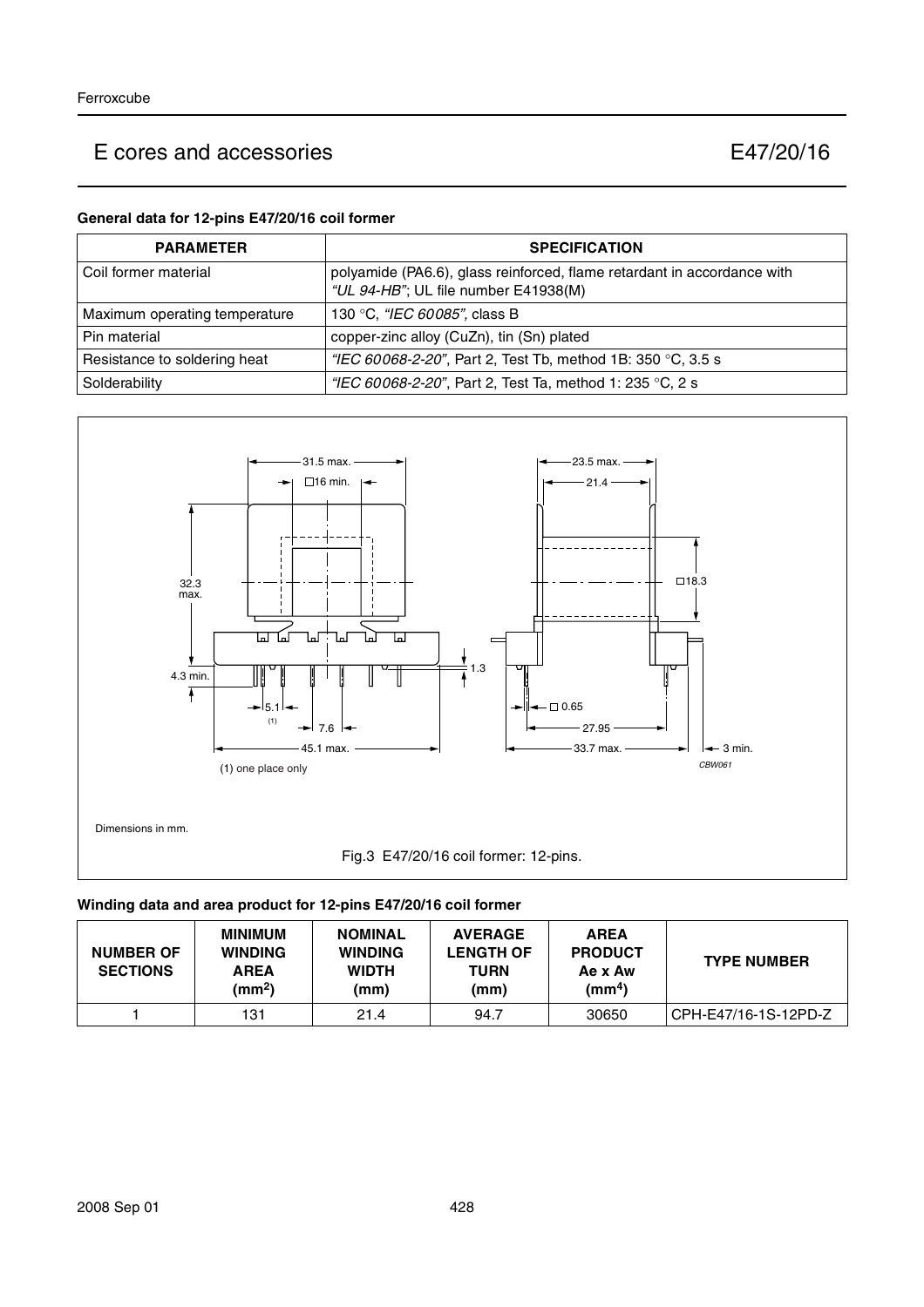# E cores and accessories E47/20/16

### General data for 12-pins E47/20/16 coil former

| PARAMETER | SPECIFICATION |
|---|---|
| Coil former material | polyamide (PA6.6), glass reinforced, flame retardant in accordance with *"UL 94-HB"*; UL file number E41938(M) |
| Maximum operating temperature | 130 °C, *"IEC 60085"*, class B |
| Pin material | copper-zinc alloy (CuZn), tin (Sn) plated |
| Resistance to soldering heat | *"IEC 60068-2-20"*, Part 2, Test Tb, method 1B: 350 °C, 3.5 s |
| Solderability | *"IEC 60068-2-20"*, Part 2, Test Ta, method 1: 235 °C, 2 s |

(1) one place only

Dimensions in mm.

Fig.3 E47/20/16 coil former: 12-pins.

### Winding data and area product for 12-pins E47/20/16 coil former

| NUMBER OF SECTIONS | MINIMUM WINDING AREA ($mm^2$) | NOMINAL WINDING WIDTH (mm) | AVERAGE LENGTH OF TURN (mm) | AREA PRODUCT Ae x Aw ($mm^4$) | TYPE NUMBER |
|---|---|---|---|---|---|
| 1 | 131 | 21.4 | 94.7 | 30650 | CPH-E47/16-1S-12PD-Z |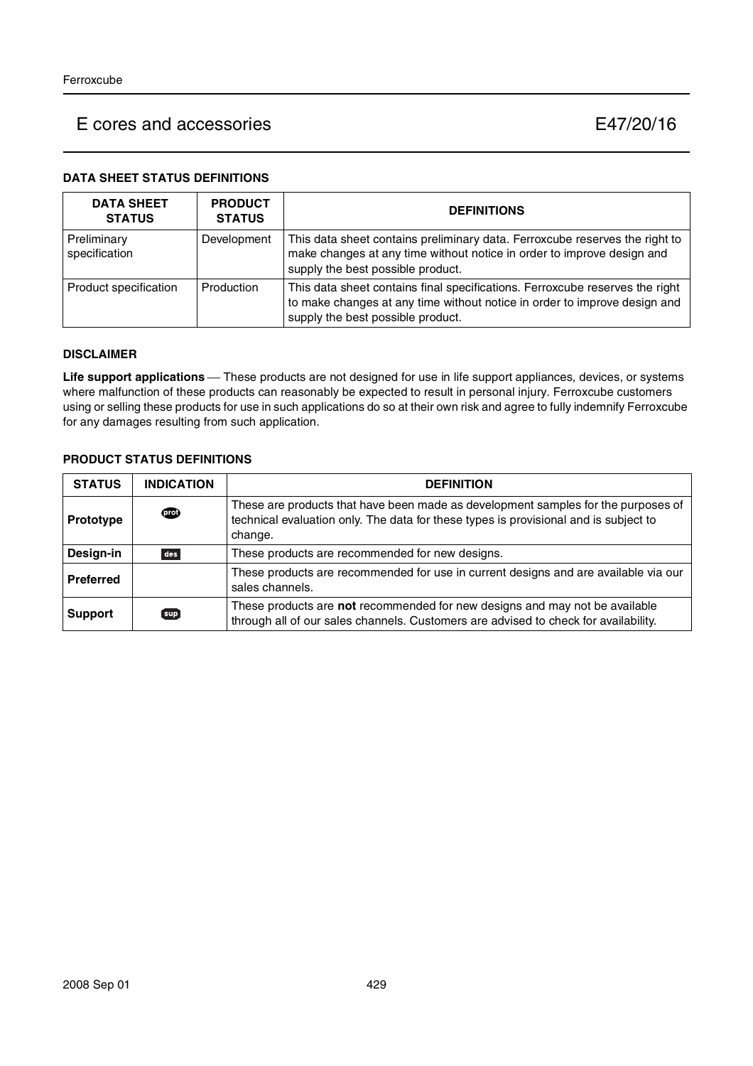## DATA SHEET STATUS DEFINITIONS

| DATA SHEET STATUS | PRODUCT STATUS | DEFINITIONS |
|---|---|---|
| Preliminary specification | Development | This data sheet contains preliminary data. Ferroxcube reserves the right to make changes at any time without notice in order to improve design and supply the best possible product. |
| Product specification | Production | This data sheet contains final specifications. Ferroxcube reserves the right to make changes at any time without notice in order to improve design and supply the best possible product. |

## DISCLAIMER

**Life support applications** — These products are not designed for use in life support appliances, devices, or systems where malfunction of these products can reasonably be expected to result in personal injury. Ferroxcube customers using or selling these products for use in such applications do so at their own risk and agree to fully indemnify Ferroxcube for any damages resulting from such application.

## PRODUCT STATUS DEFINITIONS

| STATUS | INDICATION | DEFINITION |
|---|---|---|
| **Prototype** | prot | These are products that have been made as development samples for the purposes of technical evaluation only. The data for these types is provisional and is subject to change. |
| **Design-in** | des | These products are recommended for new designs. |
| **Preferred** | | These products are recommended for use in current designs and are available via our sales channels. |
| **Support** | sup | These products are **not** recommended for new designs and may not be available through all of our sales channels. Customers are advised to check for availability. |